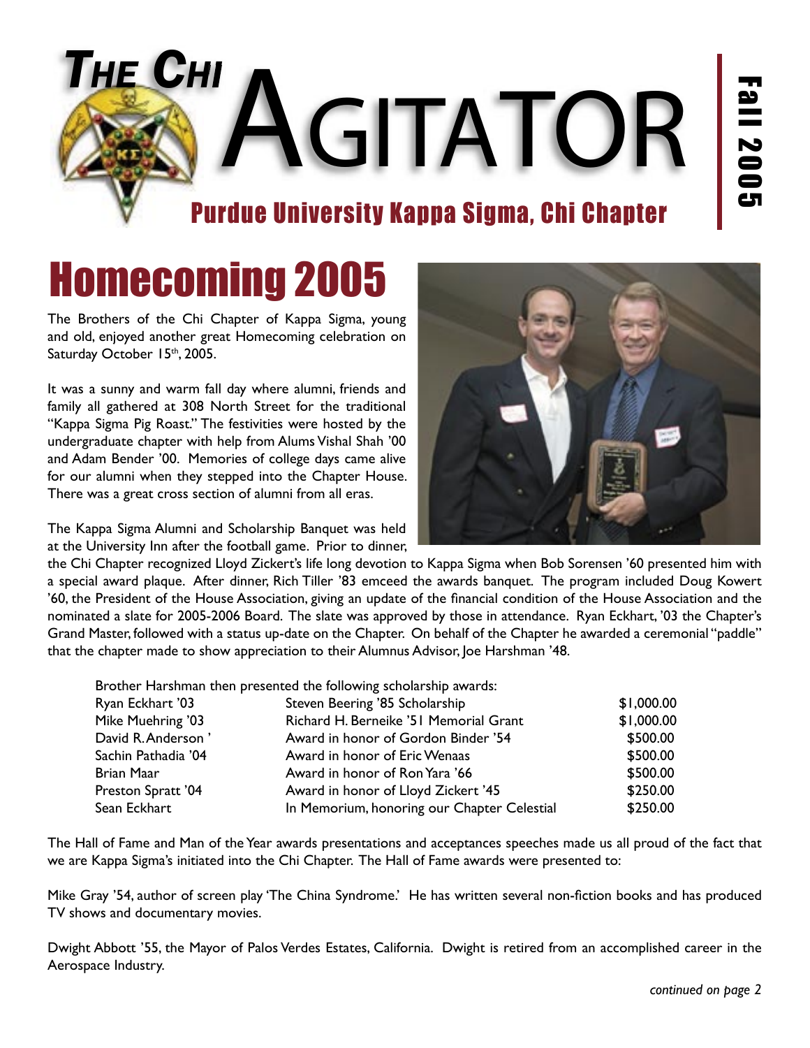# The Chi Agitator

## Purdue University Kappa Sigma, Chi Chapter

Fall 2005

# Homecoming 2005

The Brothers of the Chi Chapter of Kappa Sigma, young and old, enjoyed another great Homecoming celebration on Saturday October 15th, 2005.

It was a sunny and warm fall day where alumni, friends and family all gathered at 308 North Street for the traditional "Kappa Sigma Pig Roast." The festivities were hosted by the undergraduate chapter with help from Alums Vishal Shah '00 and Adam Bender '00. Memories of college days came alive for our alumni when they stepped into the Chapter House. There was a great cross section of alumni from all eras.

The Kappa Sigma Alumni and Scholarship Banquet was held at the University Inn after the football game. Prior to dinner, the Chi Chapter recognized Lloyd Zickert's life long devotion to Kappa Sigma when Bob Sorensen '60 presented him with a special award plaque. After dinner, Rich Tiller '83 emceed the awards banquet. The program included Doug Kowert '60, the President of the House Association, giving an update of the financial condition of the House Association and the nominated a slate for 2005-2006 Board. The slate was approved by those in attendance. Ryan Eckhart, '03 the Chapter's Grand Master, followed with a status up-date on the Chapter. On behalf of the Chapter he awarded a ceremonial "paddle" that the chapter made to show appreciation to their Alumnus Advisor, Joe Harshman '48.

Brother Harshman then presented the following scholarship awards:

| | | |
|---|---|---|
| Ryan Eckhart '03 | Steven Beering '85 Scholarship | $1,000.00 |
| Mike Muehring '03 | Richard H. Berneike '51 Memorial Grant | $1,000.00 |
| David R. Anderson ' | Award in honor of Gordon Binder '54 | $500.00 |
| Sachin Pathadia '04 | Award in honor of Eric Wenaas | $500.00 |
| Brian Maar | Award in honor of Ron Yara '66 | $500.00 |
| Preston Spratt '04 | Award in honor of Lloyd Zickert '45 | $250.00 |
| Sean Eckhart | In Memorium, honoring our Chapter Celestial | $250.00 |

The Hall of Fame and Man of the Year awards presentations and acceptances speeches made us all proud of the fact that we are Kappa Sigma's initiated into the Chi Chapter. The Hall of Fame awards were presented to:

Mike Gray '54, author of screen play 'The China Syndrome.' He has written several non-fiction books and has produced TV shows and documentary movies.

Dwight Abbott '55, the Mayor of Palos Verdes Estates, California. Dwight is retired from an accomplished career in the Aerospace Industry.

*continued on page 2*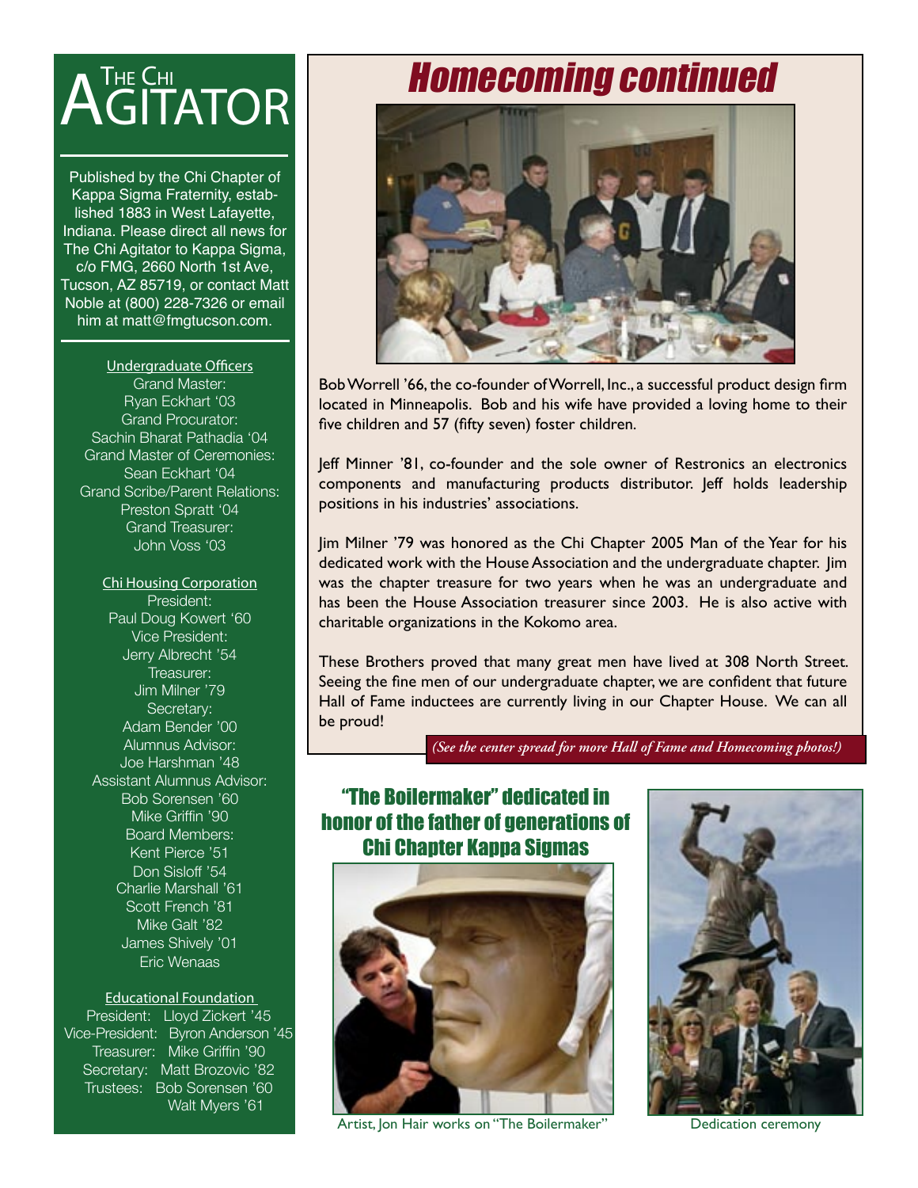# The Chi Agitator

Published by the Chi Chapter of Kappa Sigma Fraternity, established 1883 in West Lafayette, Indiana. Please direct all news for The Chi Agitator to Kappa Sigma, c/o FMG, 2660 North 1st Ave, Tucson, AZ 85719, or contact Matt Noble at (800) 228-7326 or email him at matt@fmgtucson.com.

**Undergraduate Officers**

Grand Master:
Ryan Eckhart '03
Grand Procurator:
Sachin Bharat Pathadia '04
Grand Master of Ceremonies:
Sean Eckhart '04
Grand Scribe/Parent Relations:
Preston Spratt '04
Grand Treasurer:
John Voss '03

**Chi Housing Corporation**

President:
Paul Doug Kowert '60
Vice President:
Jerry Albrecht '54
Treasurer:
Jim Milner '79
Secretary:
Adam Bender '00
Alumnus Advisor:
Joe Harshman '48
Assistant Alumnus Advisor:
Bob Sorensen '60
Mike Griffin '90
Board Members:
Kent Pierce '51
Don Sisloff '54
Charlie Marshall '61
Scott French '81
Mike Galt '82
James Shively '01
Eric Wenaas

**Educational Foundation**

President: Lloyd Zickert '45
Vice-President: Byron Anderson '45
Treasurer: Mike Griffin '90
Secretary: Matt Brozovic '82
Trustees: Bob Sorensen '60
Walt Myers '61

## Homecoming continued

Bob Worrell '66, the co-founder of Worrell, Inc., a successful product design firm located in Minneapolis. Bob and his wife have provided a loving home to their five children and 57 (fifty seven) foster children.

Jeff Minner '81, co-founder and the sole owner of Restronics an electronics components and manufacturing products distributor. Jeff holds leadership positions in his industries' associations.

Jim Milner '79 was honored as the Chi Chapter 2005 Man of the Year for his dedicated work with the House Association and the undergraduate chapter. Jim was the chapter treasure for two years when he was an undergraduate and has been the House Association treasurer since 2003. He is also active with charitable organizations in the Kokomo area.

These Brothers proved that many great men have lived at 308 North Street. Seeing the fine men of our undergraduate chapter, we are confident that future Hall of Fame inductees are currently living in our Chapter House. We can all be proud!

*(See the center spread for more Hall of Fame and Homecoming photos!)*

## "The Boilermaker" dedicated in honor of the father of generations of Chi Chapter Kappa Sigmas

Artist, Jon Hair works on "The Boilermaker"

Dedication ceremony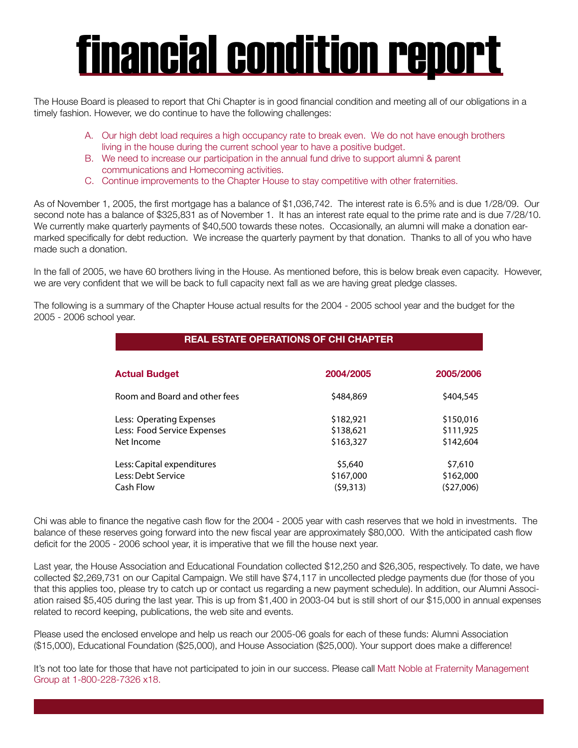# financial condition report

The House Board is pleased to report that Chi Chapter is in good financial condition and meeting all of our obligations in a timely fashion. However, we do continue to have the following challenges:

A. Our high debt load requires a high occupancy rate to break even. We do not have enough brothers living in the house during the current school year to have a positive budget.
B. We need to increase our participation in the annual fund drive to support alumni & parent communications and Homecoming activities.
C. Continue improvements to the Chapter House to stay competitive with other fraternities.

As of November 1, 2005, the first mortgage has a balance of $1,036,742. The interest rate is 6.5% and is due 1/28/09. Our second note has a balance of $325,831 as of November 1. It has an interest rate equal to the prime rate and is due 7/28/10. We currently make quarterly payments of $40,500 towards these notes. Occasionally, an alumni will make a donation ear-marked specifically for debt reduction. We increase the quarterly payment by that donation. Thanks to all of you who have made such a donation.

In the fall of 2005, we have 60 brothers living in the House. As mentioned before, this is below break even capacity. However, we are very confident that we will be back to full capacity next fall as we are having great pledge classes.

The following is a summary of the Chapter House actual results for the 2004 - 2005 school year and the budget for the 2005 - 2006 school year.

**REAL ESTATE OPERATIONS OF CHI CHAPTER**

| Actual Budget | 2004/2005 | 2005/2006 |
|---|---|---|
| Room and Board and other fees | $484,869 | $404,545 |
| Less: Operating Expenses | $182,921 | $150,016 |
| Less: Food Service Expenses | $138,621 | $111,925 |
| Net Income | $163,327 | $142,604 |
| Less: Capital expenditures | $5,640 | $7,610 |
| Less: Debt Service | $167,000 | $162,000 |
| Cash Flow | ($9,313) | ($27,006) |

Chi was able to finance the negative cash flow for the 2004 - 2005 year with cash reserves that we hold in investments. The balance of these reserves going forward into the new fiscal year are approximately $80,000. With the anticipated cash flow deficit for the 2005 - 2006 school year, it is imperative that we fill the house next year.

Last year, the House Association and Educational Foundation collected $12,250 and $26,305, respectively. To date, we have collected $2,269,731 on our Capital Campaign. We still have $74,117 in uncollected pledge payments due (for those of you that this applies too, please try to catch up or contact us regarding a new payment schedule). In addition, our Alumni Association raised $5,405 during the last year. This is up from $1,400 in 2003-04 but is still short of our $15,000 in annual expenses related to record keeping, publications, the web site and events.

Please used the enclosed envelope and help us reach our 2005-06 goals for each of these funds: Alumni Association ($15,000), Educational Foundation ($25,000), and House Association ($25,000). Your support does make a difference!

It's not too late for those that have not participated to join in our success. Please call Matt Noble at Fraternity Management Group at 1-800-228-7326 x18.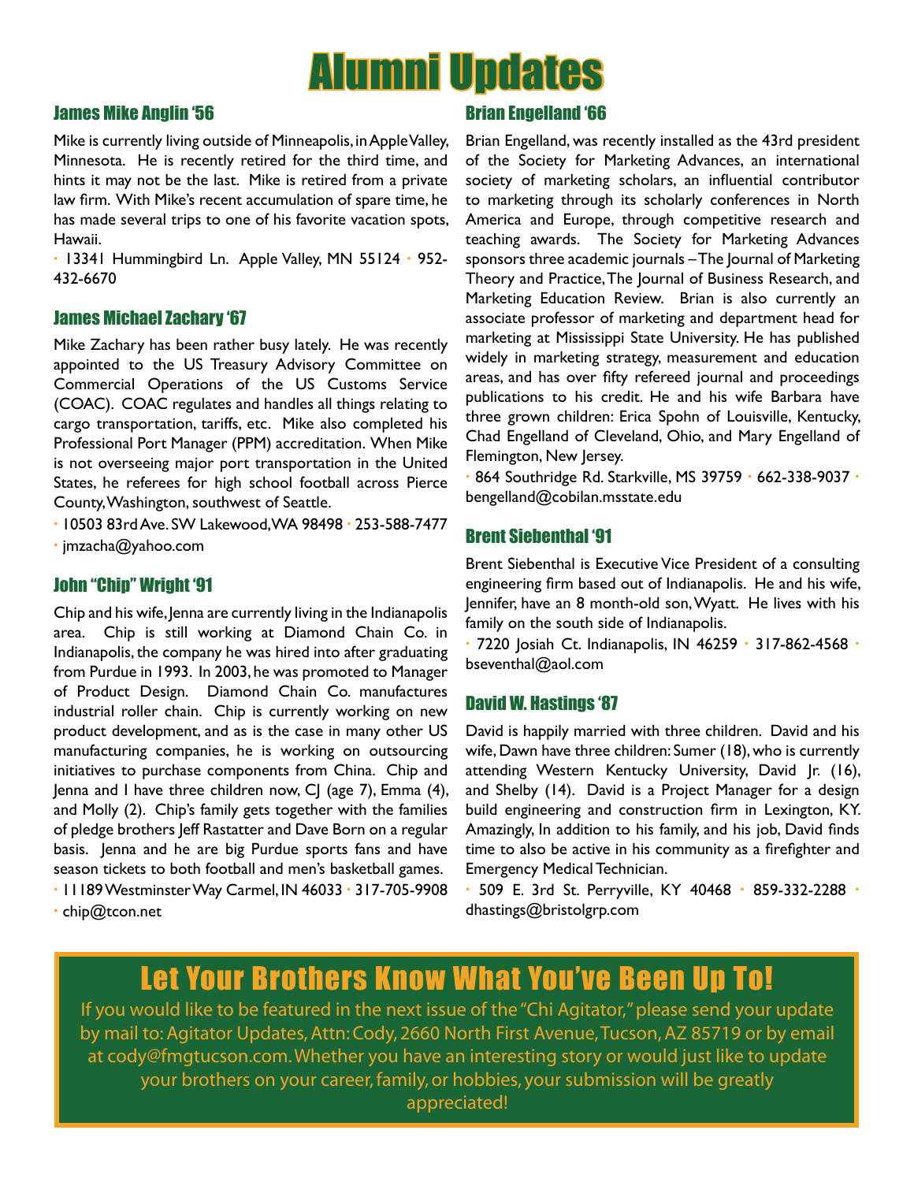# Alumni Updates

## James Mike Anglin '56

Mike is currently living outside of Minneapolis, in Apple Valley, Minnesota. He is recently retired for the third time, and hints it may not be the last. Mike is retired from a private law firm. With Mike's recent accumulation of spare time, he has made several trips to one of his favorite vacation spots, Hawaii.

• 13341 Hummingbird Ln. Apple Valley, MN 55124 • 952-432-6670

## James Michael Zachary '67

Mike Zachary has been rather busy lately. He was recently appointed to the US Treasury Advisory Committee on Commercial Operations of the US Customs Service (COAC). COAC regulates and handles all things relating to cargo transportation, tariffs, etc. Mike also completed his Professional Port Manager (PPM) accreditation. When Mike is not overseeing major port transportation in the United States, he referees for high school football across Pierce County, Washington, southwest of Seattle.

• 10503 83rd Ave. SW Lakewood, WA 98498 • 253-588-7477
• jmzacha@yahoo.com

## John "Chip" Wright '91

Chip and his wife, Jenna are currently living in the Indianapolis area. Chip is still working at Diamond Chain Co. in Indianapolis, the company he was hired into after graduating from Purdue in 1993. In 2003, he was promoted to Manager of Product Design. Diamond Chain Co. manufactures industrial roller chain. Chip is currently working on new product development, and as is the case in many other US manufacturing companies, he is working on outsourcing initiatives to purchase components from China. Chip and Jenna and I have three children now, CJ (age 7), Emma (4), and Molly (2). Chip's family gets together with the families of pledge brothers Jeff Rastatter and Dave Born on a regular basis. Jenna and he are big Purdue sports fans and have season tickets to both football and men's basketball games.

• 11189 Westminster Way Carmel, IN 46033 • 317-705-9908
• chip@tcon.net

## Brian Engelland '66

Brian Engelland, was recently installed as the 43rd president of the Society for Marketing Advances, an international society of marketing scholars, an influential contributor to marketing through its scholarly conferences in North America and Europe, through competitive research and teaching awards. The Society for Marketing Advances sponsors three academic journals – The Journal of Marketing Theory and Practice, The Journal of Business Research, and Marketing Education Review. Brian is also currently an associate professor of marketing and department head for marketing at Mississippi State University. He has published widely in marketing strategy, measurement and education areas, and has over fifty refereed journal and proceedings publications to his credit. He and his wife Barbara have three grown children: Erica Spohn of Louisville, Kentucky, Chad Engelland of Cleveland, Ohio, and Mary Engelland of Flemington, New Jersey.

• 864 Southridge Rd. Starkville, MS 39759 • 662-338-9037 • bengelland@cobilan.msstate.edu

## Brent Siebenthal '91

Brent Siebenthal is Executive Vice President of a consulting engineering firm based out of Indianapolis. He and his wife, Jennifer, have an 8 month-old son, Wyatt. He lives with his family on the south side of Indianapolis.

• 7220 Josiah Ct. Indianapolis, IN 46259 • 317-862-4568 • bseventhal@aol.com

## David W. Hastings '87

David is happily married with three children. David and his wife, Dawn have three children: Sumer (18), who is currently attending Western Kentucky University, David Jr. (16), and Shelby (14). David is a Project Manager for a design build engineering and construction firm in Lexington, KY. Amazingly, In addition to his family, and his job, David finds time to also be active in his community as a firefighter and Emergency Medical Technician.

• 509 E. 3rd St. Perryville, KY 40468 • 859-332-2288 • dhastings@bristolgrp.com

## Let Your Brothers Know What You've Been Up To!

If you would like to be featured in the next issue of the "Chi Agitator," please send your update by mail to: Agitator Updates, Attn: Cody, 2660 North First Avenue, Tucson, AZ 85719 or by email at cody@fmgtucson.com. Whether you have an interesting story or would just like to update your brothers on your career, family, or hobbies, your submission will be greatly appreciated!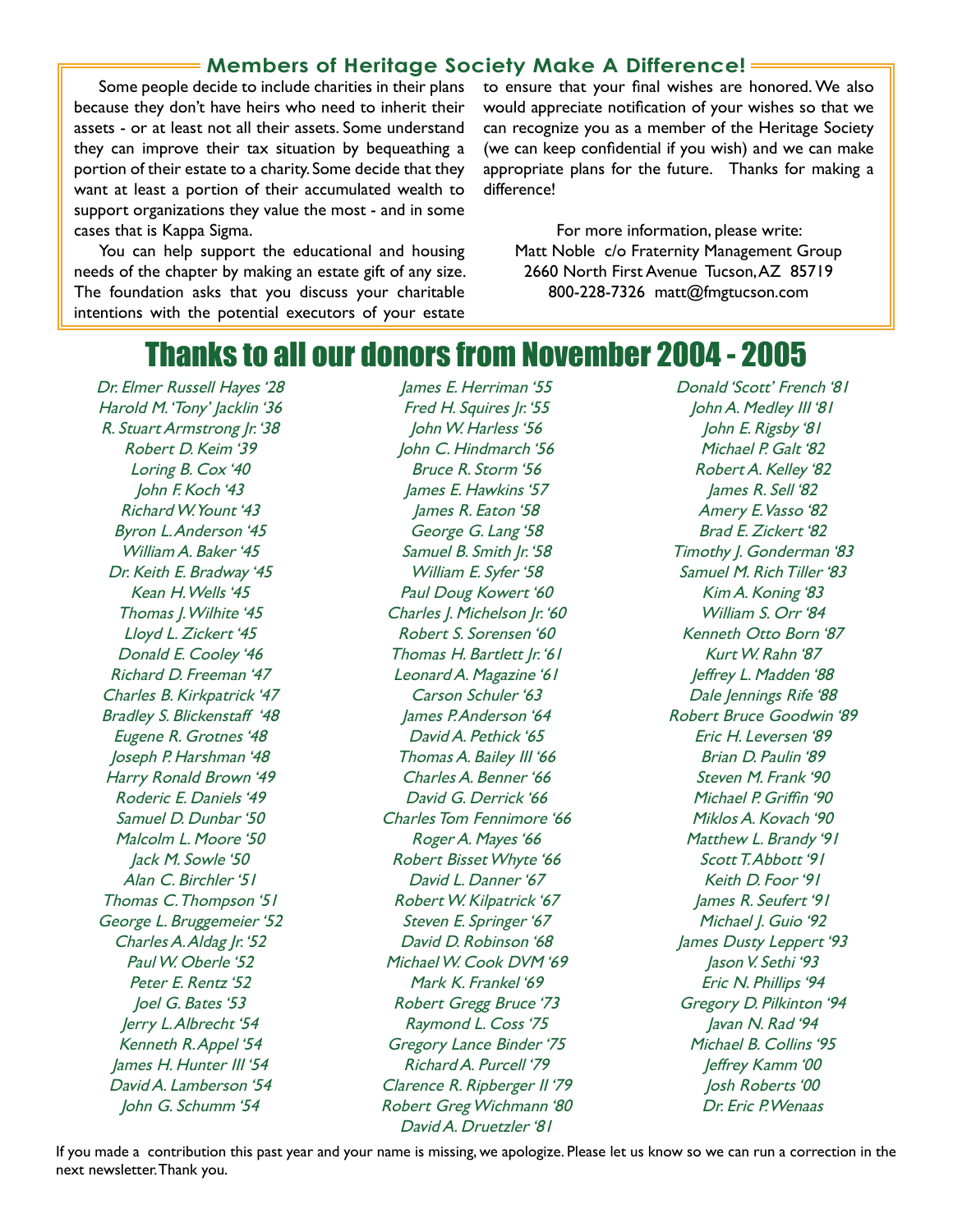## Members of Heritage Society Make A Difference!

Some people decide to include charities in their plans because they don't have heirs who need to inherit their assets - or at least not all their assets. Some understand they can improve their tax situation by bequeathing a portion of their estate to a charity. Some decide that they want at least a portion of their accumulated wealth to support organizations they value the most - and in some cases that is Kappa Sigma.

You can help support the educational and housing needs of the chapter by making an estate gift of any size. The foundation asks that you discuss your charitable intentions with the potential executors of your estate to ensure that your final wishes are honored. We also would appreciate notification of your wishes so that we can recognize you as a member of the Heritage Society (we can keep confidential if you wish) and we can make appropriate plans for the future. Thanks for making a difference!

For more information, please write:
Matt Noble c/o Fraternity Management Group
2660 North First Avenue Tucson, AZ 85719
800-228-7326 matt@fmgtucson.com

# Thanks to all our donors from November 2004 - 2005

*Dr. Elmer Russell Hayes '28*
*Harold M. 'Tony' Jacklin '36*
*R. Stuart Armstrong Jr. '38*
*Robert D. Keim '39*
*Loring B. Cox '40*
*John F. Koch '43*
*Richard W. Yount '43*
*Byron L. Anderson '45*
*William A. Baker '45*
*Dr. Keith E. Bradway '45*
*Kean H. Wells '45*
*Thomas J. Wilhite '45*
*Lloyd L. Zickert '45*
*Donald E. Cooley '46*
*Richard D. Freeman '47*
*Charles B. Kirkpatrick '47*
*Bradley S. Blickenstaff '48*
*Eugene R. Grotnes '48*
*Joseph P. Harshman '48*
*Harry Ronald Brown '49*
*Roderic E. Daniels '49*
*Samuel D. Dunbar '50*
*Malcolm L. Moore '50*
*Jack M. Sowle '50*
*Alan C. Birchler '51*
*Thomas C. Thompson '51*
*George L. Bruggemeier '52*
*Charles A. Aldag Jr. '52*
*Paul W. Oberle '52*
*Peter E. Rentz '52*
*Joel G. Bates '53*
*Jerry L. Albrecht '54*
*Kenneth R. Appel '54*
*James H. Hunter III '54*
*David A. Lamberson '54*
*John G. Schumm '54*
*James E. Herriman '55*
*Fred H. Squires Jr. '55*
*John W. Harless '56*
*John C. Hindmarch '56*
*Bruce R. Storm '56*
*James E. Hawkins '57*
*James R. Eaton '58*
*George G. Lang '58*
*Samuel B. Smith Jr. '58*
*William E. Syfer '58*
*Paul Doug Kowert '60*
*Charles J. Michelson Jr. '60*
*Robert S. Sorensen '60*
*Thomas H. Bartlett Jr. '61*
*Leonard A. Magazine '61*
*Carson Schuler '63*
*James P. Anderson '64*
*David A. Pethick '65*
*Thomas A. Bailey III '66*
*Charles A. Benner '66*
*David G. Derrick '66*
*Charles Tom Fennimore '66*
*Roger A. Mayes '66*
*Robert Bisset Whyte '66*
*David L. Danner '67*
*Robert W. Kilpatrick '67*
*Steven E. Springer '67*
*David D. Robinson '68*
*Michael W. Cook DVM '69*
*Mark K. Frankel '69*
*Robert Gregg Bruce '73*
*Raymond L. Coss '75*
*Gregory Lance Binder '75*
*Richard A. Purcell '79*
*Clarence R. Ripberger II '79*
*Robert Greg Wichmann '80*
*David A. Druetzler '81*
*Donald 'Scott' French '81*
*John A. Medley III '81*
*John E. Rigsby '81*
*Michael P. Galt '82*
*Robert A. Kelley '82*
*James R. Sell '82*
*Amery E. Vasso '82*
*Brad E. Zickert '82*
*Timothy J. Gonderman '83*
*Samuel M. Rich Tiller '83*
*Kim A. Koning '83*
*William S. Orr '84*
*Kenneth Otto Born '87*
*Kurt W. Rahn '87*
*Jeffrey L. Madden '88*
*Dale Jennings Rife '88*
*Robert Bruce Goodwin '89*
*Eric H. Leversen '89*
*Brian D. Paulin '89*
*Steven M. Frank '90*
*Michael P. Griffin '90*
*Miklos A. Kovach '90*
*Matthew L. Brandy '91*
*Scott T. Abbott '91*
*Keith D. Foor '91*
*James R. Seufert '91*
*Michael J. Guio '92*
*James Dusty Leppert '93*
*Jason V. Sethi '93*
*Eric N. Phillips '94*
*Gregory D. Pilkinton '94*
*Javan N. Rad '94*
*Michael B. Collins '95*
*Jeffrey Kamm '00*
*Josh Roberts '00*
*Dr. Eric P. Wenaas*

If you made a contribution this past year and your name is missing, we apologize. Please let us know so we can run a correction in the next newsletter. Thank you.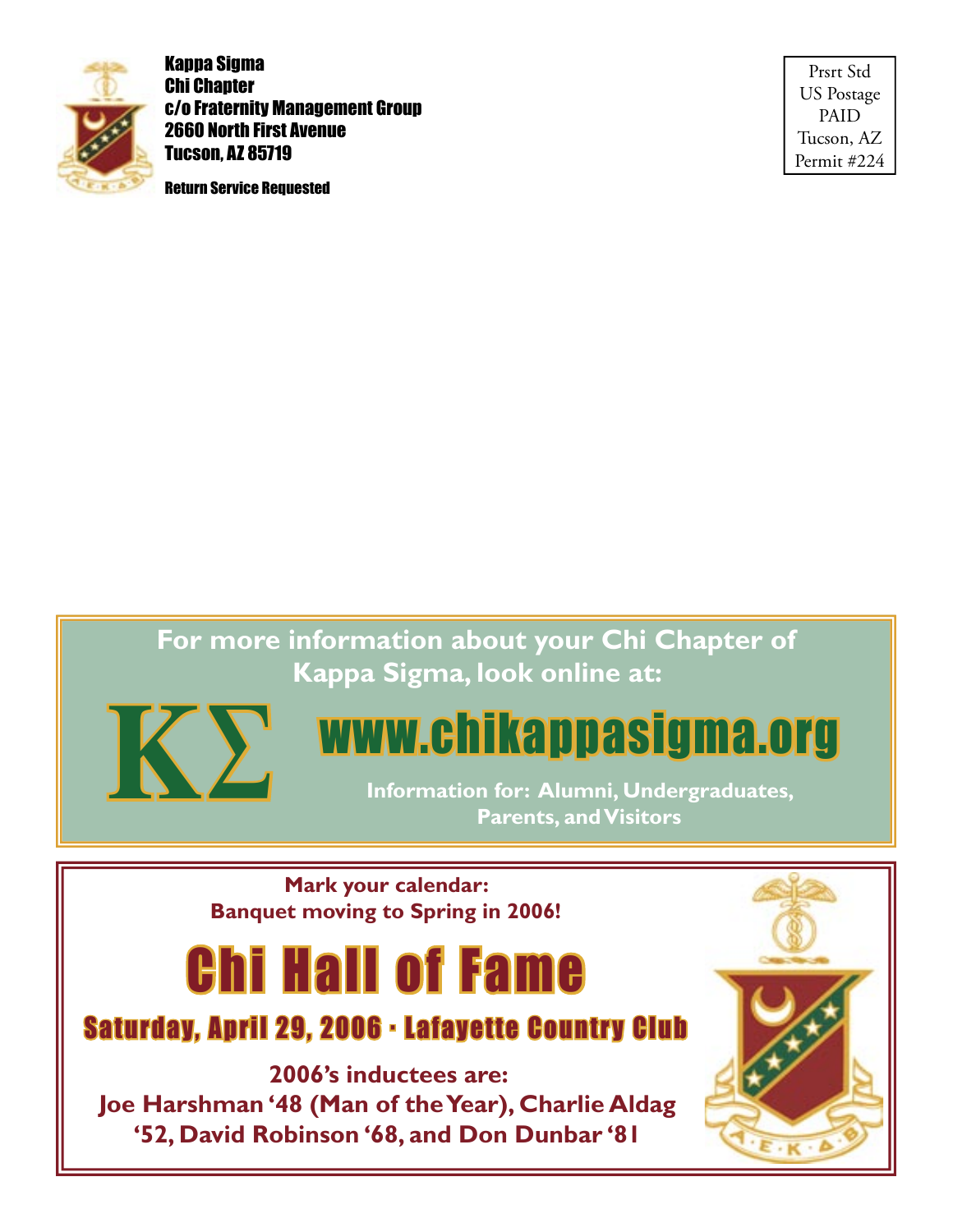Kappa Sigma
Chi Chapter
c/o Fraternity Management Group
2660 North First Avenue
Tucson, AZ 85719

Return Service Requested

Prsrt Std
US Postage
PAID
Tucson, AZ
Permit #224

**For more information about your Chi Chapter of Kappa Sigma, look online at:**

ΚΣ

## www.chikappasigma.org

**Information for: Alumni, Undergraduates, Parents, and Visitors**

**Mark your calendar:**
**Banquet moving to Spring in 2006!**

# Chi Hall of Fame

## Saturday, April 29, 2006 · Lafayette Country Club

**2006's inductees are:**
**Joe Harshman '48 (Man of the Year), Charlie Aldag '52, David Robinson '68, and Don Dunbar '81**